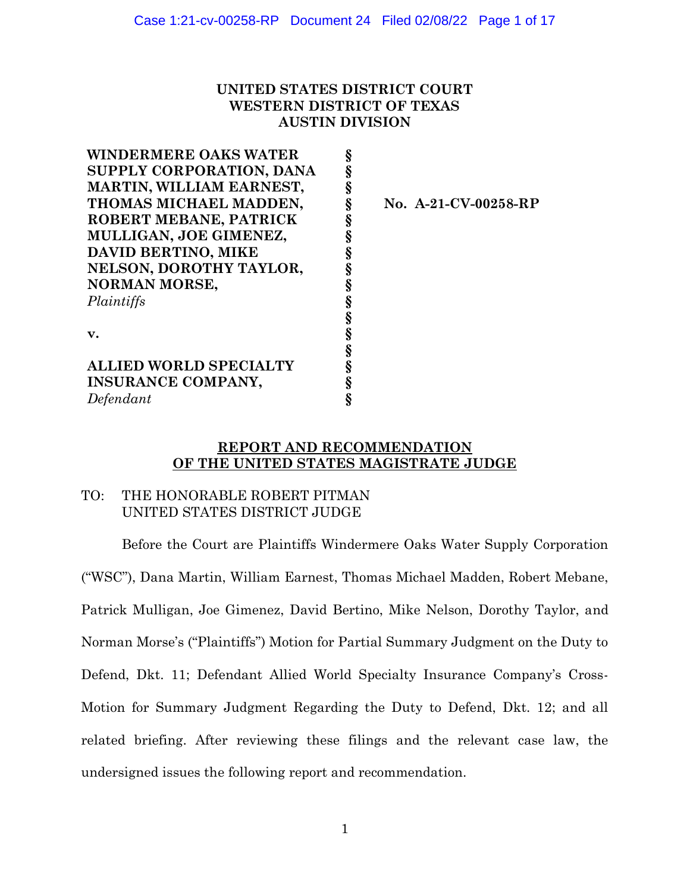**UNITED STATES DISTRICT COURT**
**WESTERN DISTRICT OF TEXAS**
**AUSTIN DIVISION**

| | | |
|---|---|---|
| **WINDERMERE OAKS WATER SUPPLY CORPORATION, DANA MARTIN, WILLIAM EARNEST, THOMAS MICHAEL MADDEN, ROBERT MEBANE, PATRICK MULLIGAN, JOE GIMENEZ, DAVID BERTINO, MIKE NELSON, DOROTHY TAYLOR, NORMAN MORSE,** *Plaintiffs* | § | **No. A-21-CV-00258-RP** |
| **v.** | § | |
| **ALLIED WORLD SPECIALTY INSURANCE COMPANY,** *Defendant* | § | |

**REPORT AND RECOMMENDATION OF THE UNITED STATES MAGISTRATE JUDGE**

TO: THE HONORABLE ROBERT PITMAN
UNITED STATES DISTRICT JUDGE

Before the Court are Plaintiffs Windermere Oaks Water Supply Corporation ("WSC"), Dana Martin, William Earnest, Thomas Michael Madden, Robert Mebane, Patrick Mulligan, Joe Gimenez, David Bertino, Mike Nelson, Dorothy Taylor, and Norman Morse's ("Plaintiffs") Motion for Partial Summary Judgment on the Duty to Defend, Dkt. 11; Defendant Allied World Specialty Insurance Company's Cross-Motion for Summary Judgment Regarding the Duty to Defend, Dkt. 12; and all related briefing. After reviewing these filings and the relevant case law, the undersigned issues the following report and recommendation.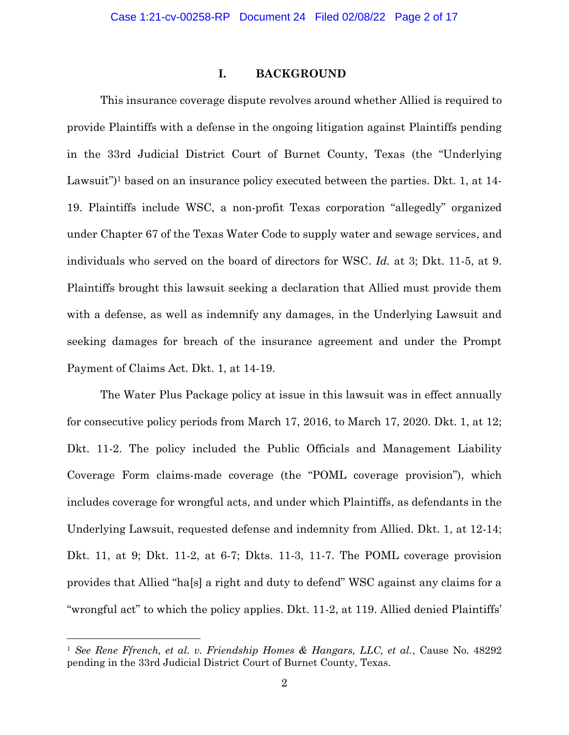## I. BACKGROUND

This insurance coverage dispute revolves around whether Allied is required to provide Plaintiffs with a defense in the ongoing litigation against Plaintiffs pending in the 33rd Judicial District Court of Burnet County, Texas (the "Underlying Lawsuit")[1] based on an insurance policy executed between the parties. Dkt. 1, at 14-19. Plaintiffs include WSC, a non-profit Texas corporation "allegedly" organized under Chapter 67 of the Texas Water Code to supply water and sewage services, and individuals who served on the board of directors for WSC. *Id.* at 3; Dkt. 11-5, at 9. Plaintiffs brought this lawsuit seeking a declaration that Allied must provide them with a defense, as well as indemnify any damages, in the Underlying Lawsuit and seeking damages for breach of the insurance agreement and under the Prompt Payment of Claims Act. Dkt. 1, at 14-19.

The Water Plus Package policy at issue in this lawsuit was in effect annually for consecutive policy periods from March 17, 2016, to March 17, 2020. Dkt. 1, at 12; Dkt. 11-2. The policy included the Public Officials and Management Liability Coverage Form claims-made coverage (the "POML coverage provision"), which includes coverage for wrongful acts, and under which Plaintiffs, as defendants in the Underlying Lawsuit, requested defense and indemnity from Allied. Dkt. 1, at 12-14; Dkt. 11, at 9; Dkt. 11-2, at 6-7; Dkts. 11-3, 11-7. The POML coverage provision provides that Allied "ha[s] a right and duty to defend" WSC against any claims for a "wrongful act" to which the policy applies. Dkt. 11-2, at 119. Allied denied Plaintiffs'

---

[1] *See Rene Ffrench, et al. v. Friendship Homes & Hangars, LLC, et al.*, Cause No. 48292 pending in the 33rd Judicial District Court of Burnet County, Texas.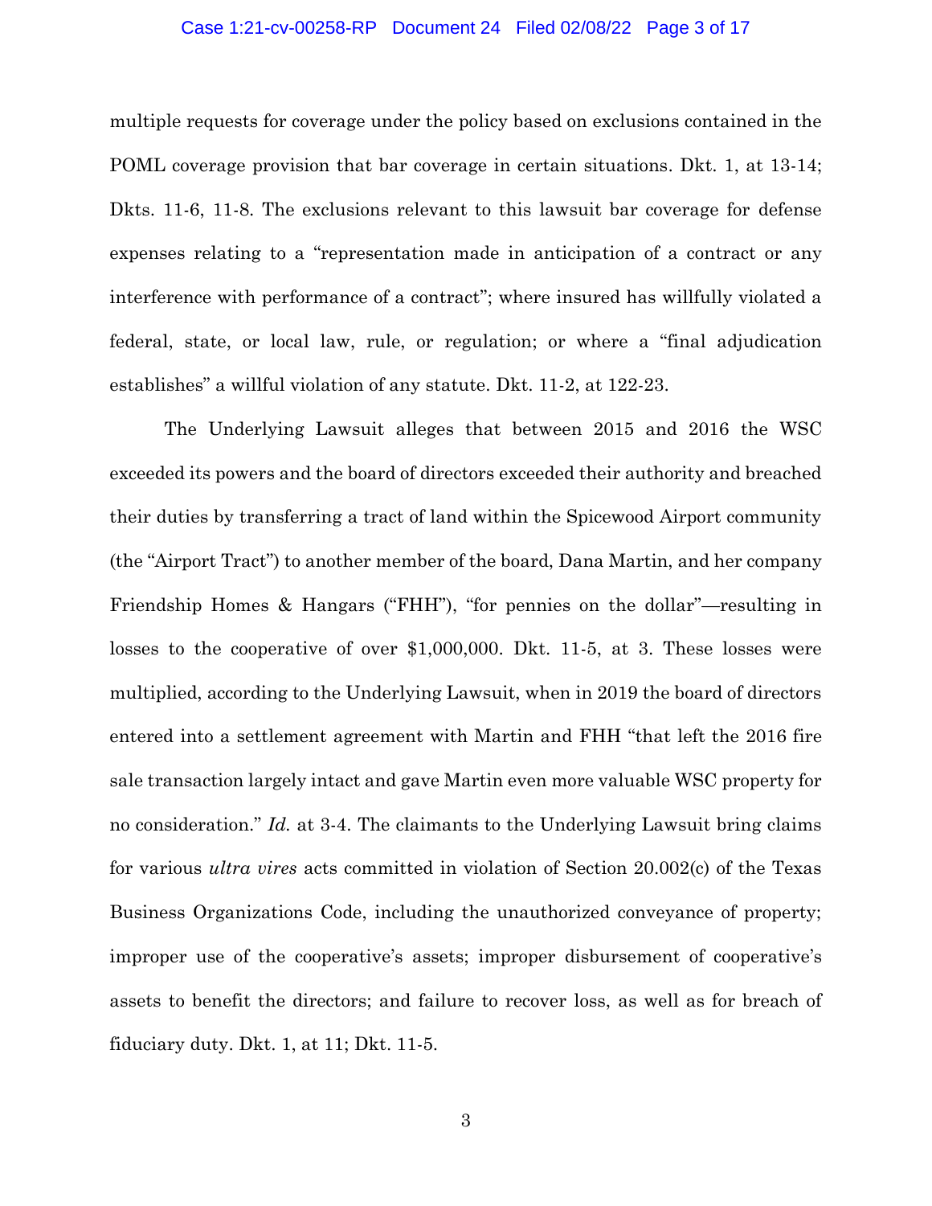multiple requests for coverage under the policy based on exclusions contained in the POML coverage provision that bar coverage in certain situations. Dkt. 1, at 13-14; Dkts. 11-6, 11-8. The exclusions relevant to this lawsuit bar coverage for defense expenses relating to a "representation made in anticipation of a contract or any interference with performance of a contract"; where insured has willfully violated a federal, state, or local law, rule, or regulation; or where a "final adjudication establishes" a willful violation of any statute. Dkt. 11-2, at 122-23.

The Underlying Lawsuit alleges that between 2015 and 2016 the WSC exceeded its powers and the board of directors exceeded their authority and breached their duties by transferring a tract of land within the Spicewood Airport community (the "Airport Tract") to another member of the board, Dana Martin, and her company Friendship Homes & Hangars ("FHH"), "for pennies on the dollar"—resulting in losses to the cooperative of over $1,000,000. Dkt. 11-5, at 3. These losses were multiplied, according to the Underlying Lawsuit, when in 2019 the board of directors entered into a settlement agreement with Martin and FHH "that left the 2016 fire sale transaction largely intact and gave Martin even more valuable WSC property for no consideration." *Id.* at 3-4. The claimants to the Underlying Lawsuit bring claims for various *ultra vires* acts committed in violation of Section 20.002(c) of the Texas Business Organizations Code, including the unauthorized conveyance of property; improper use of the cooperative's assets; improper disbursement of cooperative's assets to benefit the directors; and failure to recover loss, as well as for breach of fiduciary duty. Dkt. 1, at 11; Dkt. 11-5.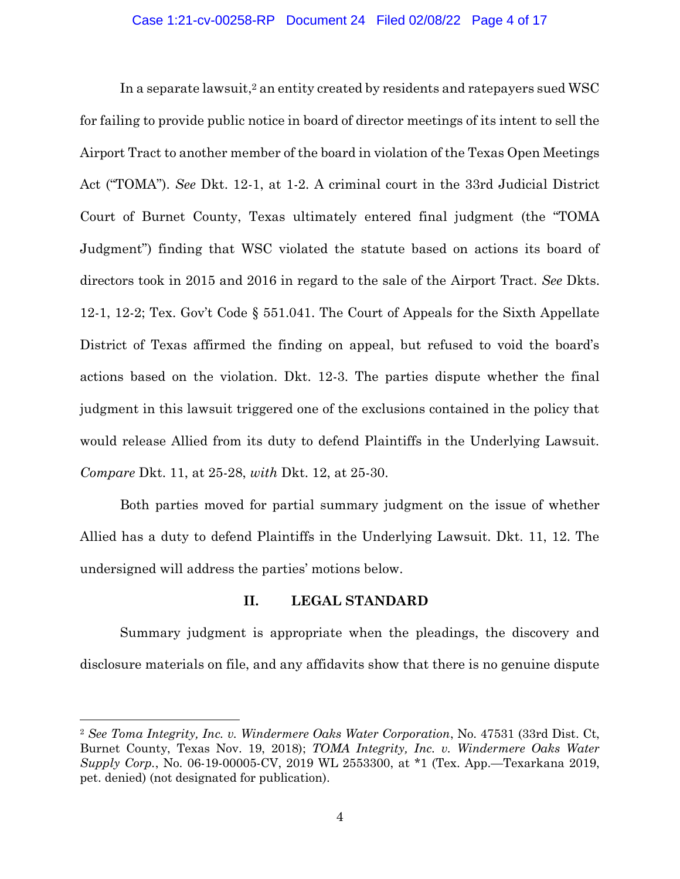In a separate lawsuit,[2] an entity created by residents and ratepayers sued WSC for failing to provide public notice in board of director meetings of its intent to sell the Airport Tract to another member of the board in violation of the Texas Open Meetings Act ("TOMA"). *See* Dkt. 12-1, at 1-2. A criminal court in the 33rd Judicial District Court of Burnet County, Texas ultimately entered final judgment (the "TOMA Judgment") finding that WSC violated the statute based on actions its board of directors took in 2015 and 2016 in regard to the sale of the Airport Tract. *See* Dkts. 12-1, 12-2; Tex. Gov't Code § 551.041. The Court of Appeals for the Sixth Appellate District of Texas affirmed the finding on appeal, but refused to void the board's actions based on the violation. Dkt. 12-3. The parties dispute whether the final judgment in this lawsuit triggered one of the exclusions contained in the policy that would release Allied from its duty to defend Plaintiffs in the Underlying Lawsuit. *Compare* Dkt. 11, at 25-28, *with* Dkt. 12, at 25-30.

Both parties moved for partial summary judgment on the issue of whether Allied has a duty to defend Plaintiffs in the Underlying Lawsuit. Dkt. 11, 12. The undersigned will address the parties' motions below.

## II. LEGAL STANDARD

Summary judgment is appropriate when the pleadings, the discovery and disclosure materials on file, and any affidavits show that there is no genuine dispute

---

[2] *See Toma Integrity, Inc. v. Windermere Oaks Water Corporation*, No. 47531 (33rd Dist. Ct, Burnet County, Texas Nov. 19, 2018); *TOMA Integrity, Inc. v. Windermere Oaks Water Supply Corp.*, No. 06-19-00005-CV, 2019 WL 2553300, at *1 (Tex. App.—Texarkana 2019, pet. denied) (not designated for publication).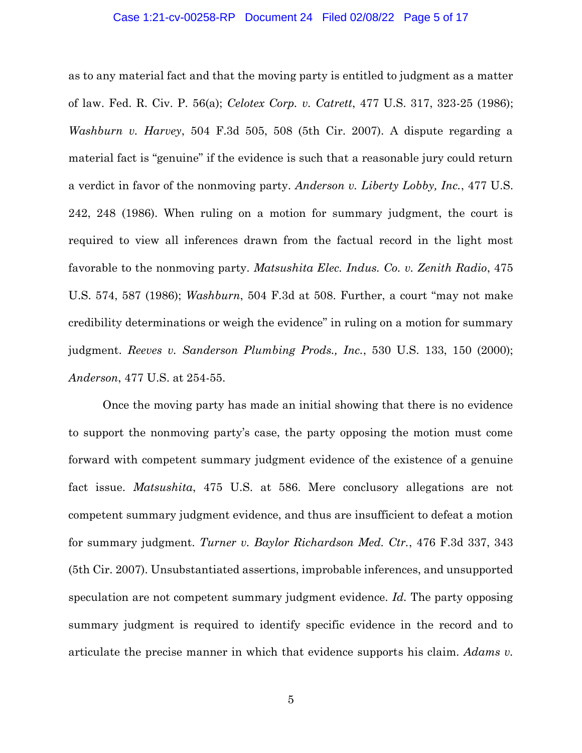as to any material fact and that the moving party is entitled to judgment as a matter of law. Fed. R. Civ. P. 56(a); *Celotex Corp. v. Catrett*, 477 U.S. 317, 323-25 (1986); *Washburn v. Harvey*, 504 F.3d 505, 508 (5th Cir. 2007). A dispute regarding a material fact is "genuine" if the evidence is such that a reasonable jury could return a verdict in favor of the nonmoving party. *Anderson v. Liberty Lobby, Inc.*, 477 U.S. 242, 248 (1986). When ruling on a motion for summary judgment, the court is required to view all inferences drawn from the factual record in the light most favorable to the nonmoving party. *Matsushita Elec. Indus. Co. v. Zenith Radio*, 475 U.S. 574, 587 (1986); *Washburn*, 504 F.3d at 508. Further, a court "may not make credibility determinations or weigh the evidence" in ruling on a motion for summary judgment. *Reeves v. Sanderson Plumbing Prods., Inc.*, 530 U.S. 133, 150 (2000); *Anderson*, 477 U.S. at 254-55.

Once the moving party has made an initial showing that there is no evidence to support the nonmoving party's case, the party opposing the motion must come forward with competent summary judgment evidence of the existence of a genuine fact issue. *Matsushita*, 475 U.S. at 586. Mere conclusory allegations are not competent summary judgment evidence, and thus are insufficient to defeat a motion for summary judgment. *Turner v. Baylor Richardson Med. Ctr.*, 476 F.3d 337, 343 (5th Cir. 2007). Unsubstantiated assertions, improbable inferences, and unsupported speculation are not competent summary judgment evidence. *Id.* The party opposing summary judgment is required to identify specific evidence in the record and to articulate the precise manner in which that evidence supports his claim. *Adams v.*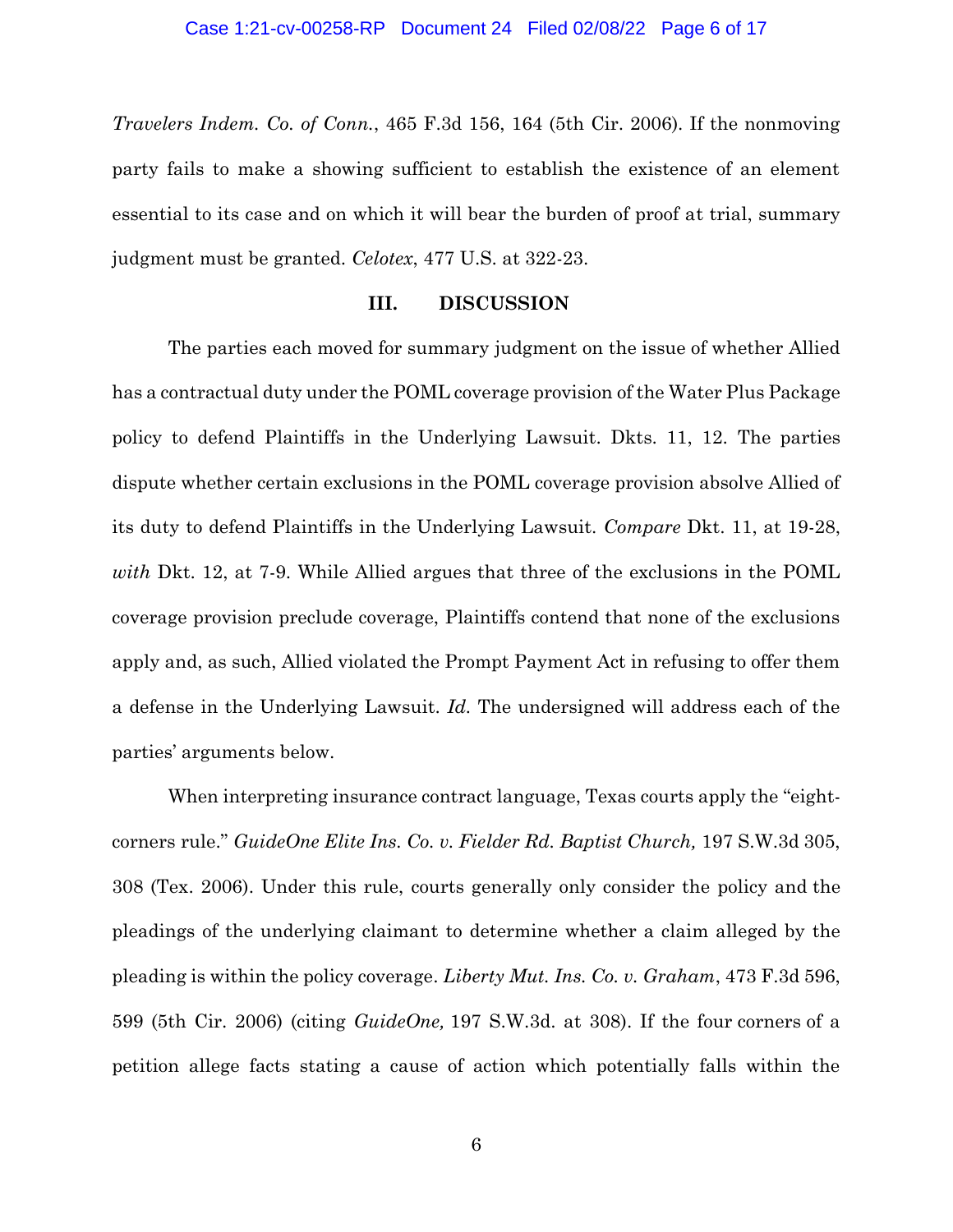*Travelers Indem. Co. of Conn.*, 465 F.3d 156, 164 (5th Cir. 2006). If the nonmoving party fails to make a showing sufficient to establish the existence of an element essential to its case and on which it will bear the burden of proof at trial, summary judgment must be granted. *Celotex*, 477 U.S. at 322-23.

## III. DISCUSSION

The parties each moved for summary judgment on the issue of whether Allied has a contractual duty under the POML coverage provision of the Water Plus Package policy to defend Plaintiffs in the Underlying Lawsuit. Dkts. 11, 12. The parties dispute whether certain exclusions in the POML coverage provision absolve Allied of its duty to defend Plaintiffs in the Underlying Lawsuit. *Compare* Dkt. 11, at 19-28, *with* Dkt. 12, at 7-9. While Allied argues that three of the exclusions in the POML coverage provision preclude coverage, Plaintiffs contend that none of the exclusions apply and, as such, Allied violated the Prompt Payment Act in refusing to offer them a defense in the Underlying Lawsuit. *Id.* The undersigned will address each of the parties' arguments below.

When interpreting insurance contract language, Texas courts apply the "eight-corners rule." *GuideOne Elite Ins. Co. v. Fielder Rd. Baptist Church,* 197 S.W.3d 305, 308 (Tex. 2006). Under this rule, courts generally only consider the policy and the pleadings of the underlying claimant to determine whether a claim alleged by the pleading is within the policy coverage. *Liberty Mut. Ins. Co. v. Graham*, 473 F.3d 596, 599 (5th Cir. 2006) (citing *GuideOne,* 197 S.W.3d. at 308). If the four corners of a petition allege facts stating a cause of action which potentially falls within the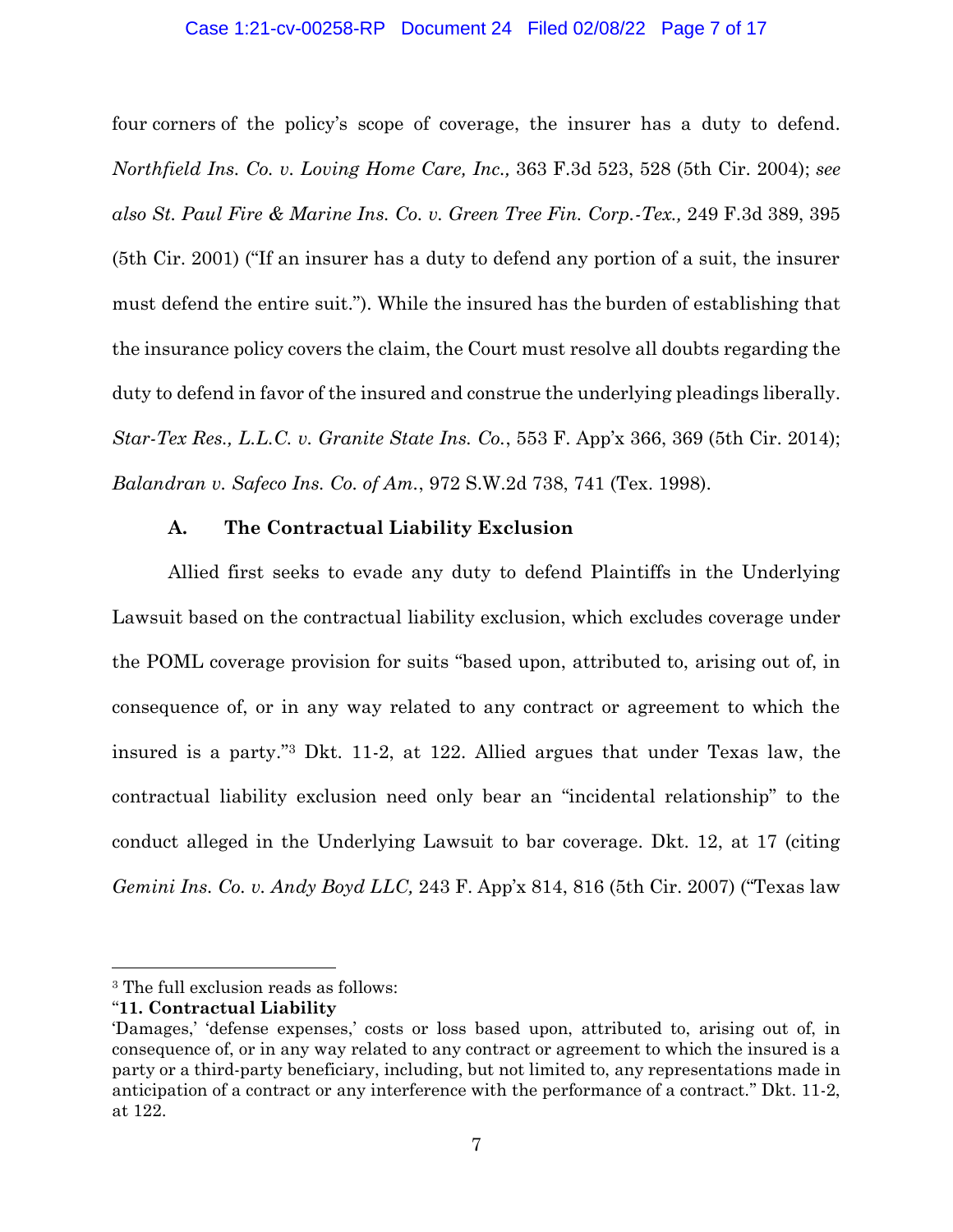four corners of the policy's scope of coverage, the insurer has a duty to defend. *Northfield Ins. Co. v. Loving Home Care, Inc.,* 363 F.3d 523, 528 (5th Cir. 2004); *see also St. Paul Fire & Marine Ins. Co. v. Green Tree Fin. Corp.-Tex.,* 249 F.3d 389, 395 (5th Cir. 2001) ("If an insurer has a duty to defend any portion of a suit, the insurer must defend the entire suit."). While the insured has the burden of establishing that the insurance policy covers the claim, the Court must resolve all doubts regarding the duty to defend in favor of the insured and construe the underlying pleadings liberally. *Star-Tex Res., L.L.C. v. Granite State Ins. Co.*, 553 F. App'x 366, 369 (5th Cir. 2014); *Balandran v. Safeco Ins. Co. of Am.*, 972 S.W.2d 738, 741 (Tex. 1998).

### A. The Contractual Liability Exclusion

Allied first seeks to evade any duty to defend Plaintiffs in the Underlying Lawsuit based on the contractual liability exclusion, which excludes coverage under the POML coverage provision for suits "based upon, attributed to, arising out of, in consequence of, or in any way related to any contract or agreement to which the insured is a party."[3] Dkt. 11-2, at 122. Allied argues that under Texas law, the contractual liability exclusion need only bear an "incidental relationship" to the conduct alleged in the Underlying Lawsuit to bar coverage. Dkt. 12, at 17 (citing *Gemini Ins. Co. v. Andy Boyd LLC,* 243 F. App'x 814, 816 (5th Cir. 2007) ("Texas law

---

[3] The full exclusion reads as follows:
"**11. Contractual Liability**
'Damages,' 'defense expenses,' costs or loss based upon, attributed to, arising out of, in consequence of, or in any way related to any contract or agreement to which the insured is a party or a third-party beneficiary, including, but not limited to, any representations made in anticipation of a contract or any interference with the performance of a contract." Dkt. 11-2, at 122.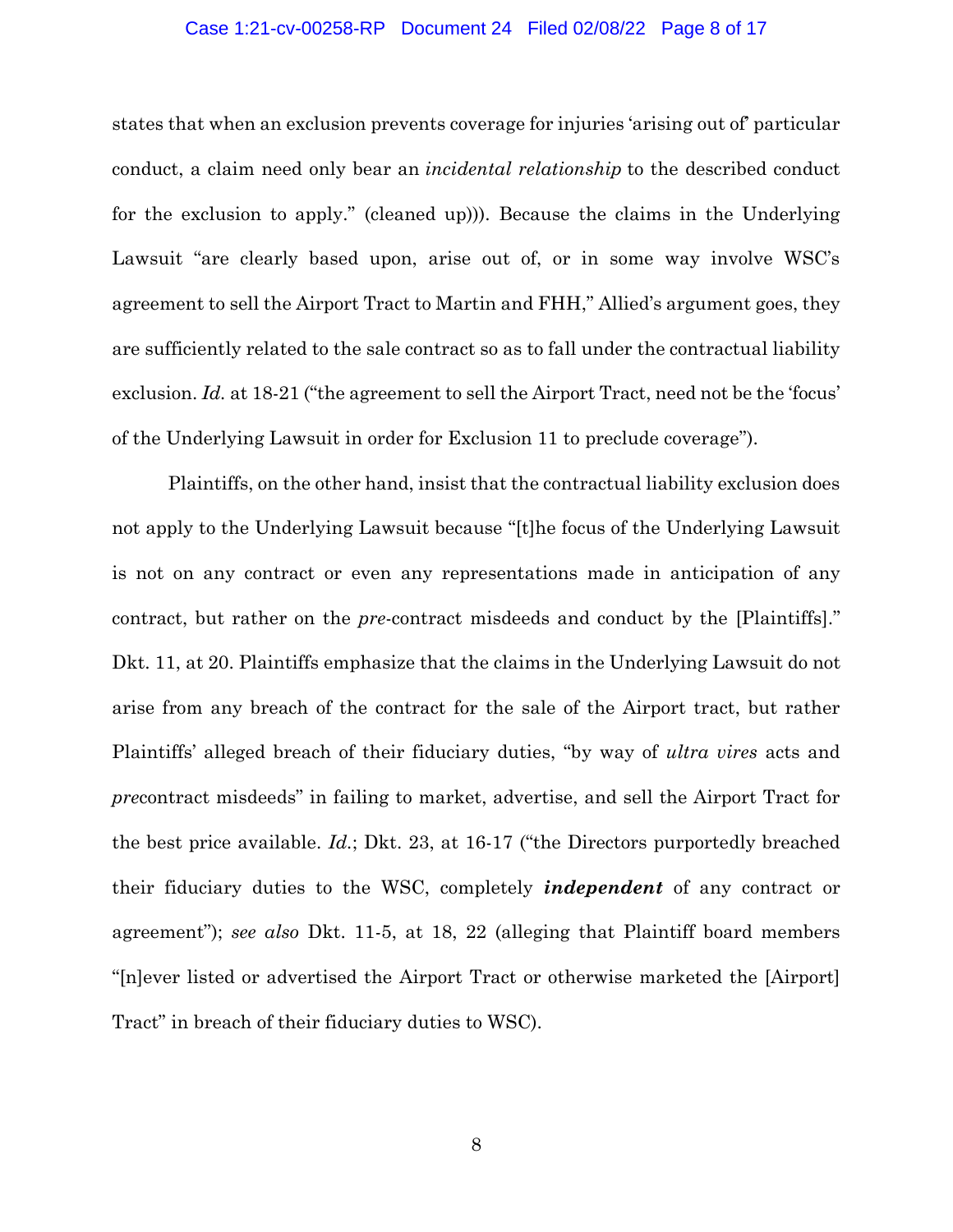states that when an exclusion prevents coverage for injuries 'arising out of' particular conduct, a claim need only bear an *incidental relationship* to the described conduct for the exclusion to apply." (cleaned up))). Because the claims in the Underlying Lawsuit "are clearly based upon, arise out of, or in some way involve WSC's agreement to sell the Airport Tract to Martin and FHH," Allied's argument goes, they are sufficiently related to the sale contract so as to fall under the contractual liability exclusion. *Id.* at 18-21 ("the agreement to sell the Airport Tract, need not be the 'focus' of the Underlying Lawsuit in order for Exclusion 11 to preclude coverage").

Plaintiffs, on the other hand, insist that the contractual liability exclusion does not apply to the Underlying Lawsuit because "[t]he focus of the Underlying Lawsuit is not on any contract or even any representations made in anticipation of any contract, but rather on the *pre*-contract misdeeds and conduct by the [Plaintiffs]." Dkt. 11, at 20. Plaintiffs emphasize that the claims in the Underlying Lawsuit do not arise from any breach of the contract for the sale of the Airport tract, but rather Plaintiffs' alleged breach of their fiduciary duties, "by way of *ultra vires* acts and *pre*contract misdeeds" in failing to market, advertise, and sell the Airport Tract for the best price available. *Id.*; Dkt. 23, at 16-17 ("the Directors purportedly breached their fiduciary duties to the WSC, completely ***independent*** of any contract or agreement"); *see also* Dkt. 11-5, at 18, 22 (alleging that Plaintiff board members "[n]ever listed or advertised the Airport Tract or otherwise marketed the [Airport] Tract" in breach of their fiduciary duties to WSC).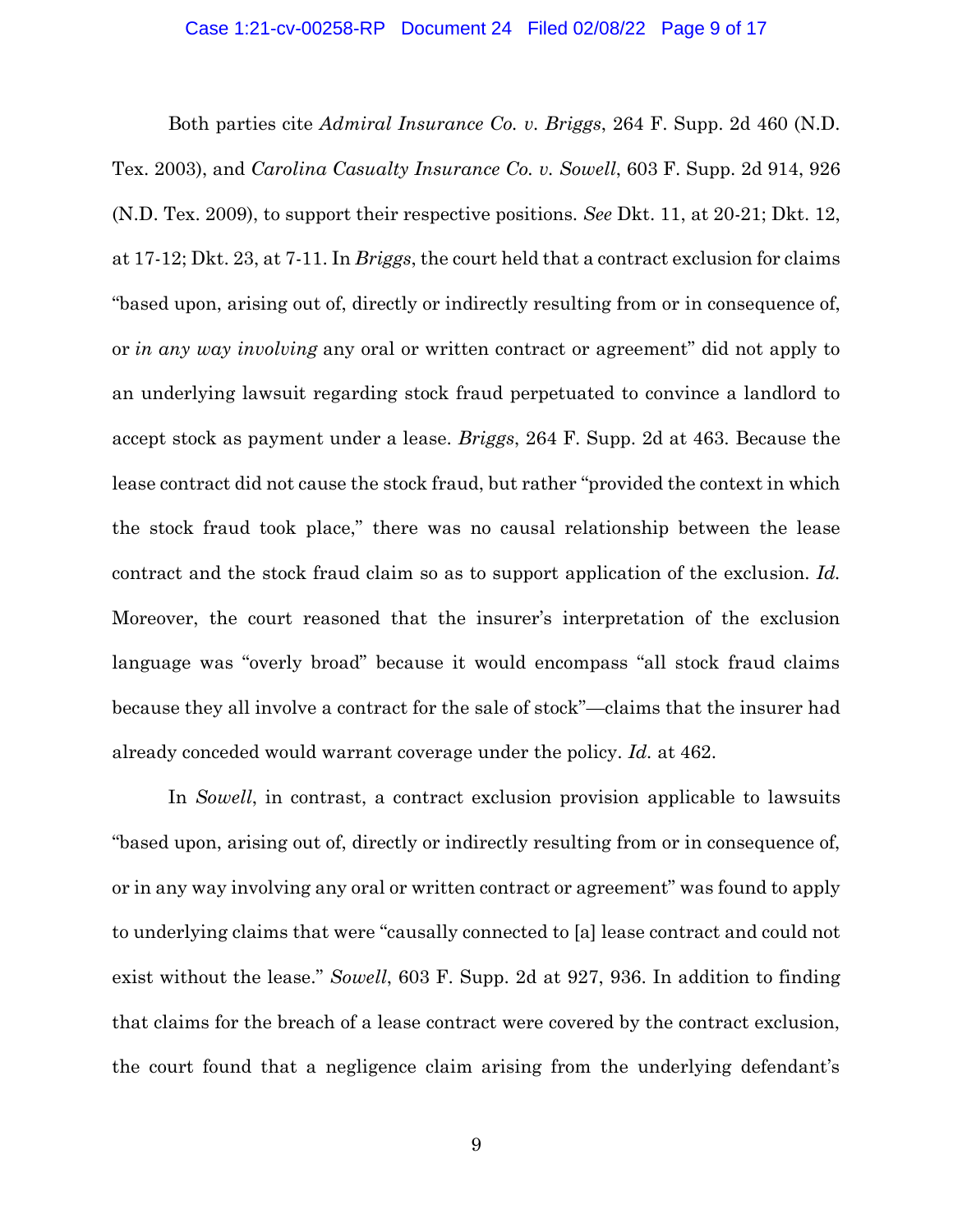Both parties cite *Admiral Insurance Co. v. Briggs*, 264 F. Supp. 2d 460 (N.D. Tex. 2003), and *Carolina Casualty Insurance Co. v. Sowell*, 603 F. Supp. 2d 914, 926 (N.D. Tex. 2009), to support their respective positions. *See* Dkt. 11, at 20-21; Dkt. 12, at 17-12; Dkt. 23, at 7-11. In *Briggs*, the court held that a contract exclusion for claims "based upon, arising out of, directly or indirectly resulting from or in consequence of, or *in any way involving* any oral or written contract or agreement" did not apply to an underlying lawsuit regarding stock fraud perpetuated to convince a landlord to accept stock as payment under a lease. *Briggs*, 264 F. Supp. 2d at 463. Because the lease contract did not cause the stock fraud, but rather "provided the context in which the stock fraud took place," there was no causal relationship between the lease contract and the stock fraud claim so as to support application of the exclusion. *Id.* Moreover, the court reasoned that the insurer's interpretation of the exclusion language was "overly broad" because it would encompass "all stock fraud claims because they all involve a contract for the sale of stock"—claims that the insurer had already conceded would warrant coverage under the policy. *Id.* at 462.

In *Sowell*, in contrast, a contract exclusion provision applicable to lawsuits "based upon, arising out of, directly or indirectly resulting from or in consequence of, or in any way involving any oral or written contract or agreement" was found to apply to underlying claims that were "causally connected to [a] lease contract and could not exist without the lease." *Sowell*, 603 F. Supp. 2d at 927, 936. In addition to finding that claims for the breach of a lease contract were covered by the contract exclusion, the court found that a negligence claim arising from the underlying defendant's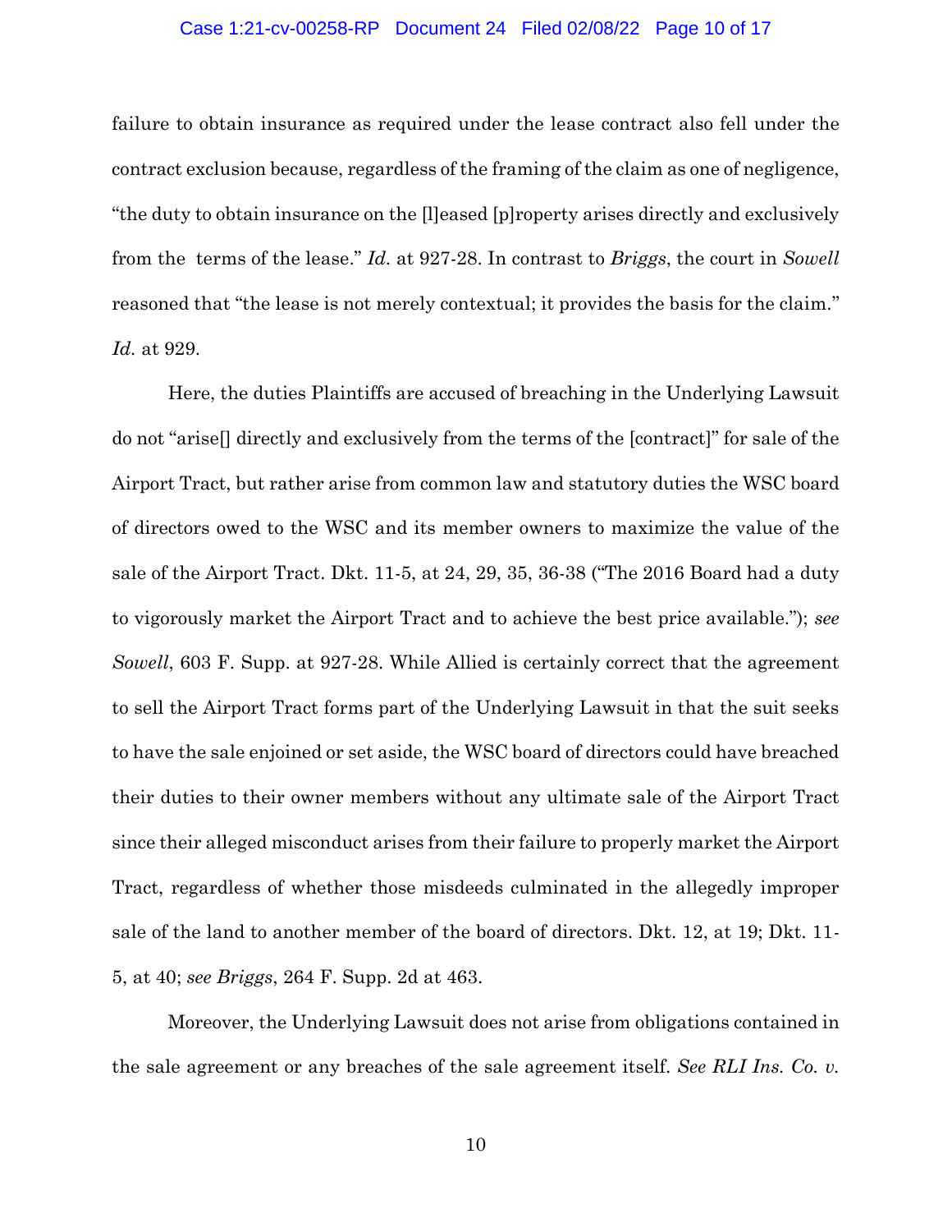failure to obtain insurance as required under the lease contract also fell under the contract exclusion because, regardless of the framing of the claim as one of negligence, "the duty to obtain insurance on the [l]eased [p]roperty arises directly and exclusively from the terms of the lease." *Id.* at 927-28. In contrast to *Briggs*, the court in *Sowell* reasoned that "the lease is not merely contextual; it provides the basis for the claim." *Id.* at 929.

Here, the duties Plaintiffs are accused of breaching in the Underlying Lawsuit do not "arise[] directly and exclusively from the terms of the [contract]" for sale of the Airport Tract, but rather arise from common law and statutory duties the WSC board of directors owed to the WSC and its member owners to maximize the value of the sale of the Airport Tract. Dkt. 11-5, at 24, 29, 35, 36-38 ("The 2016 Board had a duty to vigorously market the Airport Tract and to achieve the best price available."); *see Sowell*, 603 F. Supp. at 927-28. While Allied is certainly correct that the agreement to sell the Airport Tract forms part of the Underlying Lawsuit in that the suit seeks to have the sale enjoined or set aside, the WSC board of directors could have breached their duties to their owner members without any ultimate sale of the Airport Tract since their alleged misconduct arises from their failure to properly market the Airport Tract, regardless of whether those misdeeds culminated in the allegedly improper sale of the land to another member of the board of directors. Dkt. 12, at 19; Dkt. 11-5, at 40; *see Briggs*, 264 F. Supp. 2d at 463.

Moreover, the Underlying Lawsuit does not arise from obligations contained in the sale agreement or any breaches of the sale agreement itself. *See RLI Ins. Co. v.*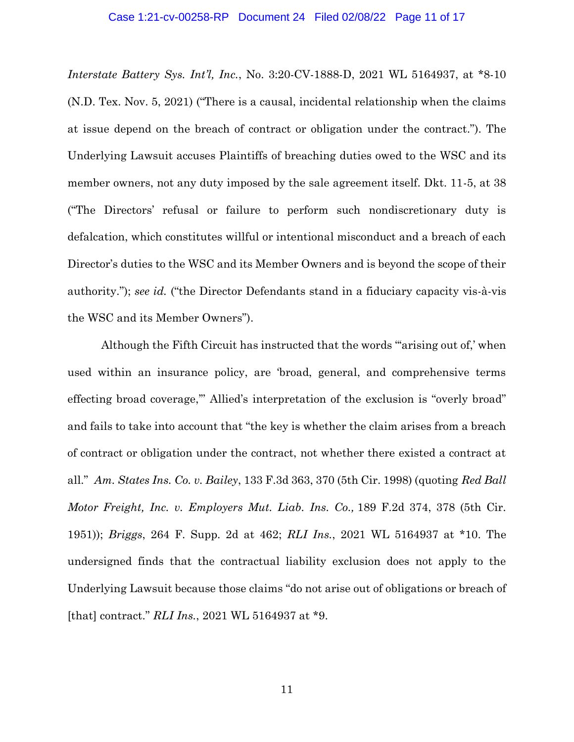*Interstate Battery Sys. Int'l, Inc.*, No. 3:20-CV-1888-D, 2021 WL 5164937, at *8-10 (N.D. Tex. Nov. 5, 2021) ("There is a causal, incidental relationship when the claims at issue depend on the breach of contract or obligation under the contract."). The Underlying Lawsuit accuses Plaintiffs of breaching duties owed to the WSC and its member owners, not any duty imposed by the sale agreement itself. Dkt. 11-5, at 38 ("The Directors' refusal or failure to perform such nondiscretionary duty is defalcation, which constitutes willful or intentional misconduct and a breach of each Director's duties to the WSC and its Member Owners and is beyond the scope of their authority."); *see id.* ("the Director Defendants stand in a fiduciary capacity vis-à-vis the WSC and its Member Owners").

Although the Fifth Circuit has instructed that the words "'arising out of,' when used within an insurance policy, are 'broad, general, and comprehensive terms effecting broad coverage,'" Allied's interpretation of the exclusion is "overly broad" and fails to take into account that "the key is whether the claim arises from a breach of contract or obligation under the contract, not whether there existed a contract at all." *Am. States Ins. Co. v. Bailey*, 133 F.3d 363, 370 (5th Cir. 1998) (quoting *Red Ball Motor Freight, Inc. v. Employers Mut. Liab. Ins. Co.,* 189 F.2d 374, 378 (5th Cir. 1951)); *Briggs*, 264 F. Supp. 2d at 462; *RLI Ins.*, 2021 WL 5164937 at *10. The undersigned finds that the contractual liability exclusion does not apply to the Underlying Lawsuit because those claims "do not arise out of obligations or breach of [that] contract." *RLI Ins.*, 2021 WL 5164937 at *9.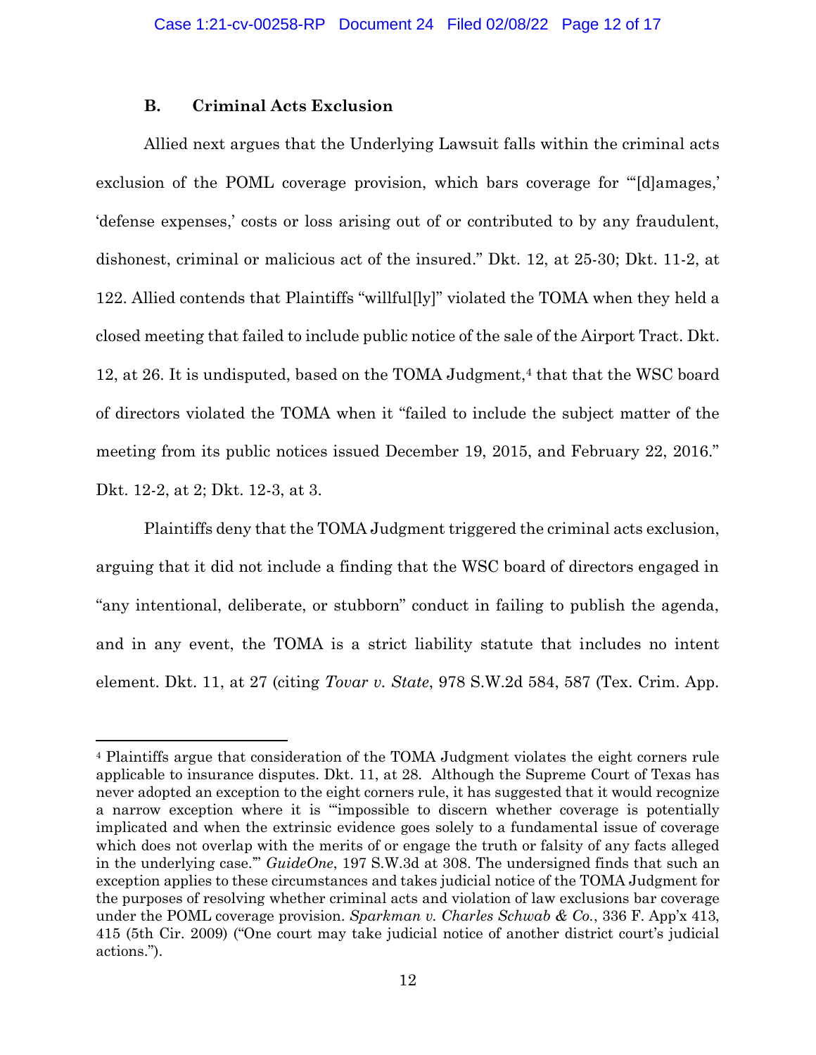### B. Criminal Acts Exclusion

Allied next argues that the Underlying Lawsuit falls within the criminal acts exclusion of the POML coverage provision, which bars coverage for "'[d]amages,' 'defense expenses,' costs or loss arising out of or contributed to by any fraudulent, dishonest, criminal or malicious act of the insured." Dkt. 12, at 25-30; Dkt. 11-2, at 122. Allied contends that Plaintiffs "willful[ly]" violated the TOMA when they held a closed meeting that failed to include public notice of the sale of the Airport Tract. Dkt. 12, at 26. It is undisputed, based on the TOMA Judgment,[4] that that the WSC board of directors violated the TOMA when it "failed to include the subject matter of the meeting from its public notices issued December 19, 2015, and February 22, 2016." Dkt. 12-2, at 2; Dkt. 12-3, at 3.

Plaintiffs deny that the TOMA Judgment triggered the criminal acts exclusion, arguing that it did not include a finding that the WSC board of directors engaged in "any intentional, deliberate, or stubborn" conduct in failing to publish the agenda, and in any event, the TOMA is a strict liability statute that includes no intent element. Dkt. 11, at 27 (citing *Tovar v. State*, 978 S.W.2d 584, 587 (Tex. Crim. App.

---

[4] Plaintiffs argue that consideration of the TOMA Judgment violates the eight corners rule applicable to insurance disputes. Dkt. 11, at 28. Although the Supreme Court of Texas has never adopted an exception to the eight corners rule, it has suggested that it would recognize a narrow exception where it is "'impossible to discern whether coverage is potentially implicated and when the extrinsic evidence goes solely to a fundamental issue of coverage which does not overlap with the merits of or engage the truth or falsity of any facts alleged in the underlying case.'" *GuideOne*, 197 S.W.3d at 308. The undersigned finds that such an exception applies to these circumstances and takes judicial notice of the TOMA Judgment for the purposes of resolving whether criminal acts and violation of law exclusions bar coverage under the POML coverage provision. *Sparkman v. Charles Schwab & Co.*, 336 F. App'x 413, 415 (5th Cir. 2009) ("One court may take judicial notice of another district court's judicial actions.").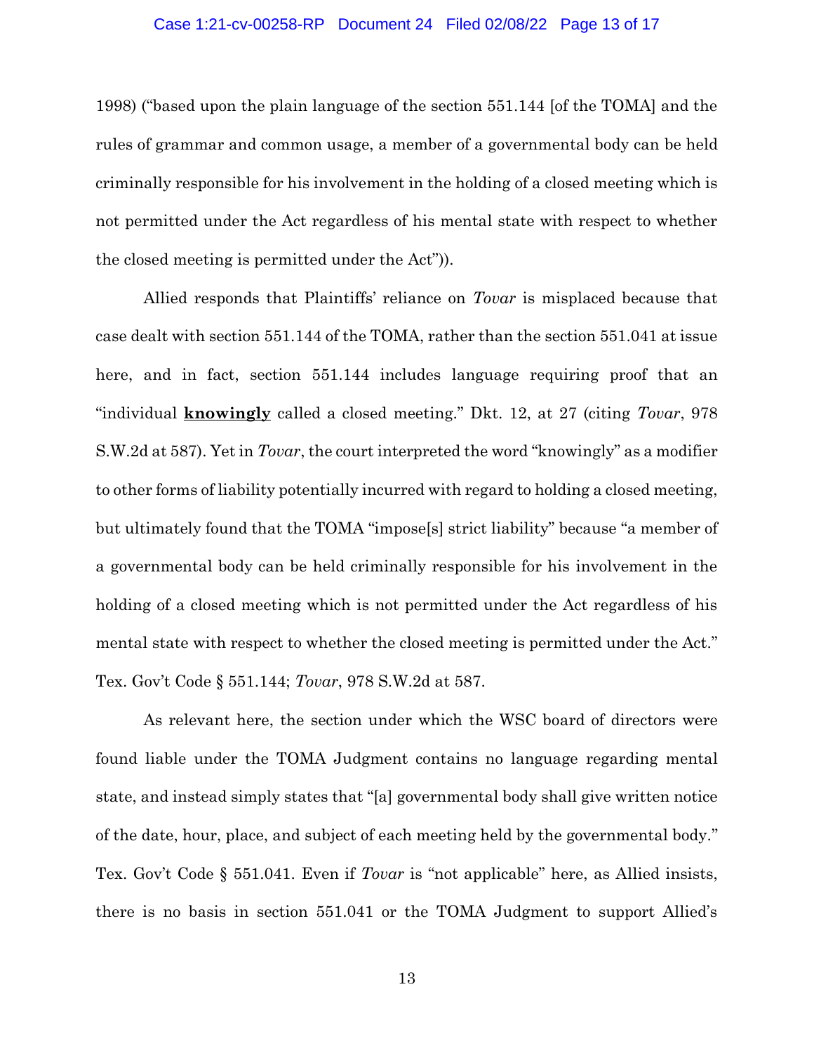1998) ("based upon the plain language of the section 551.144 [of the TOMA] and the rules of grammar and common usage, a member of a governmental body can be held criminally responsible for his involvement in the holding of a closed meeting which is not permitted under the Act regardless of his mental state with respect to whether the closed meeting is permitted under the Act")).

Allied responds that Plaintiffs' reliance on *Tovar* is misplaced because that case dealt with section 551.144 of the TOMA, rather than the section 551.041 at issue here, and in fact, section 551.144 includes language requiring proof that an "individual **knowingly** called a closed meeting." Dkt. 12, at 27 (citing *Tovar*, 978 S.W.2d at 587). Yet in *Tovar*, the court interpreted the word "knowingly" as a modifier to other forms of liability potentially incurred with regard to holding a closed meeting, but ultimately found that the TOMA "impose[s] strict liability" because "a member of a governmental body can be held criminally responsible for his involvement in the holding of a closed meeting which is not permitted under the Act regardless of his mental state with respect to whether the closed meeting is permitted under the Act." Tex. Gov't Code § 551.144; *Tovar*, 978 S.W.2d at 587.

As relevant here, the section under which the WSC board of directors were found liable under the TOMA Judgment contains no language regarding mental state, and instead simply states that "[a] governmental body shall give written notice of the date, hour, place, and subject of each meeting held by the governmental body." Tex. Gov't Code § 551.041. Even if *Tovar* is "not applicable" here, as Allied insists, there is no basis in section 551.041 or the TOMA Judgment to support Allied's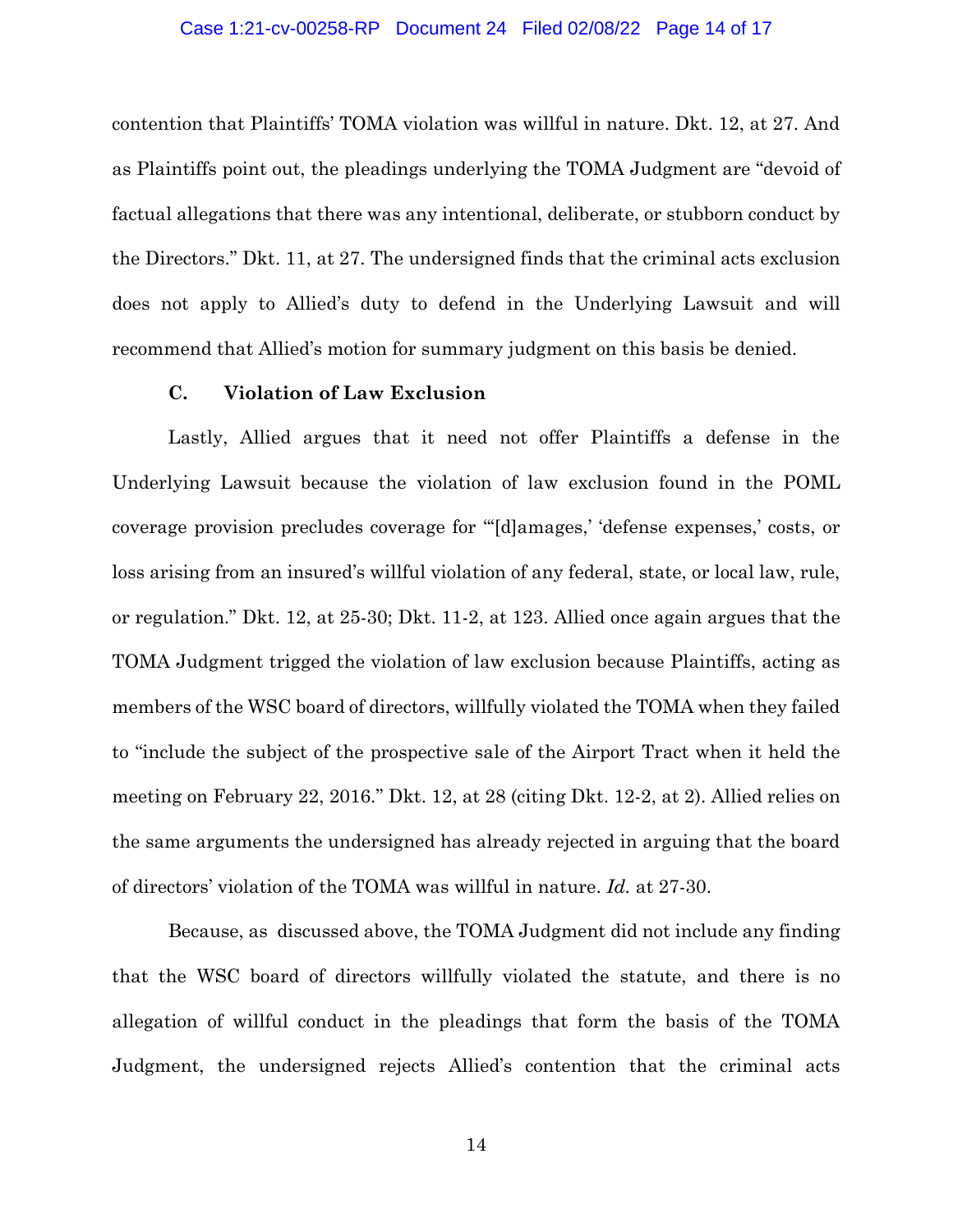contention that Plaintiffs' TOMA violation was willful in nature. Dkt. 12, at 27. And as Plaintiffs point out, the pleadings underlying the TOMA Judgment are "devoid of factual allegations that there was any intentional, deliberate, or stubborn conduct by the Directors." Dkt. 11, at 27. The undersigned finds that the criminal acts exclusion does not apply to Allied's duty to defend in the Underlying Lawsuit and will recommend that Allied's motion for summary judgment on this basis be denied.

### C. Violation of Law Exclusion

Lastly, Allied argues that it need not offer Plaintiffs a defense in the Underlying Lawsuit because the violation of law exclusion found in the POML coverage provision precludes coverage for "'[d]amages,' 'defense expenses,' costs, or loss arising from an insured's willful violation of any federal, state, or local law, rule, or regulation." Dkt. 12, at 25-30; Dkt. 11-2, at 123. Allied once again argues that the TOMA Judgment trigged the violation of law exclusion because Plaintiffs, acting as members of the WSC board of directors, willfully violated the TOMA when they failed to "include the subject of the prospective sale of the Airport Tract when it held the meeting on February 22, 2016." Dkt. 12, at 28 (citing Dkt. 12-2, at 2). Allied relies on the same arguments the undersigned has already rejected in arguing that the board of directors' violation of the TOMA was willful in nature. *Id.* at 27-30.

Because, as discussed above, the TOMA Judgment did not include any finding that the WSC board of directors willfully violated the statute, and there is no allegation of willful conduct in the pleadings that form the basis of the TOMA Judgment, the undersigned rejects Allied's contention that the criminal acts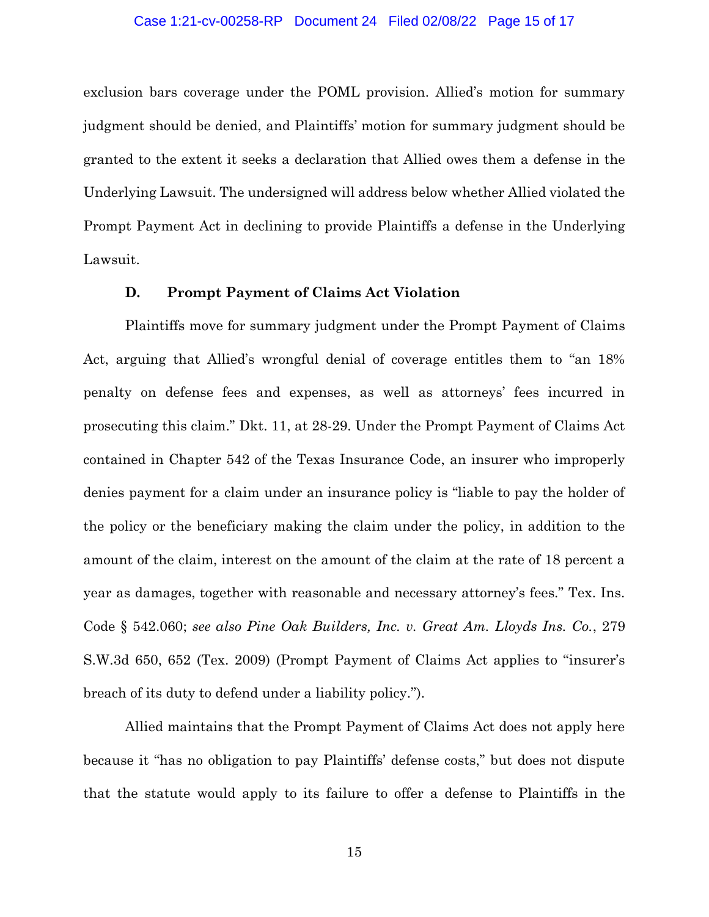exclusion bars coverage under the POML provision. Allied's motion for summary judgment should be denied, and Plaintiffs' motion for summary judgment should be granted to the extent it seeks a declaration that Allied owes them a defense in the Underlying Lawsuit. The undersigned will address below whether Allied violated the Prompt Payment Act in declining to provide Plaintiffs a defense in the Underlying Lawsuit.

### D. Prompt Payment of Claims Act Violation

Plaintiffs move for summary judgment under the Prompt Payment of Claims Act, arguing that Allied's wrongful denial of coverage entitles them to "an 18% penalty on defense fees and expenses, as well as attorneys' fees incurred in prosecuting this claim." Dkt. 11, at 28-29. Under the Prompt Payment of Claims Act contained in Chapter 542 of the Texas Insurance Code, an insurer who improperly denies payment for a claim under an insurance policy is "liable to pay the holder of the policy or the beneficiary making the claim under the policy, in addition to the amount of the claim, interest on the amount of the claim at the rate of 18 percent a year as damages, together with reasonable and necessary attorney's fees." Tex. Ins. Code § 542.060; *see also Pine Oak Builders, Inc. v. Great Am. Lloyds Ins. Co.*, 279 S.W.3d 650, 652 (Tex. 2009) (Prompt Payment of Claims Act applies to "insurer's breach of its duty to defend under a liability policy.").

Allied maintains that the Prompt Payment of Claims Act does not apply here because it "has no obligation to pay Plaintiffs' defense costs," but does not dispute that the statute would apply to its failure to offer a defense to Plaintiffs in the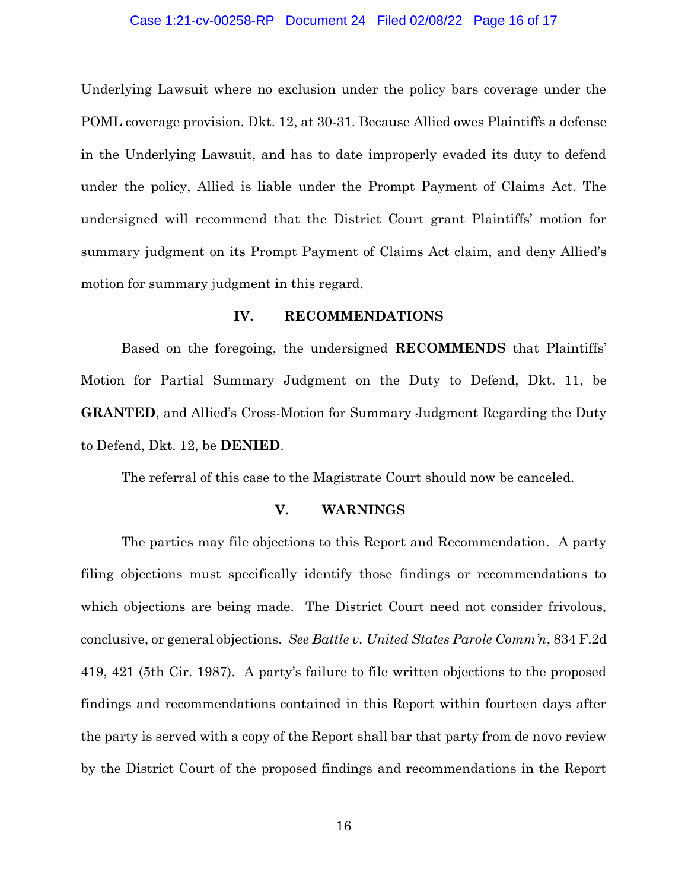Underlying Lawsuit where no exclusion under the policy bars coverage under the POML coverage provision. Dkt. 12, at 30-31. Because Allied owes Plaintiffs a defense in the Underlying Lawsuit, and has to date improperly evaded its duty to defend under the policy, Allied is liable under the Prompt Payment of Claims Act. The undersigned will recommend that the District Court grant Plaintiffs' motion for summary judgment on its Prompt Payment of Claims Act claim, and deny Allied's motion for summary judgment in this regard.

## IV. RECOMMENDATIONS

Based on the foregoing, the undersigned **RECOMMENDS** that Plaintiffs' Motion for Partial Summary Judgment on the Duty to Defend, Dkt. 11, be **GRANTED**, and Allied's Cross-Motion for Summary Judgment Regarding the Duty to Defend, Dkt. 12, be **DENIED**.

The referral of this case to the Magistrate Court should now be canceled.

## V. WARNINGS

The parties may file objections to this Report and Recommendation. A party filing objections must specifically identify those findings or recommendations to which objections are being made. The District Court need not consider frivolous, conclusive, or general objections. *See Battle v. United States Parole Comm'n*, 834 F.2d 419, 421 (5th Cir. 1987). A party's failure to file written objections to the proposed findings and recommendations contained in this Report within fourteen days after the party is served with a copy of the Report shall bar that party from de novo review by the District Court of the proposed findings and recommendations in the Report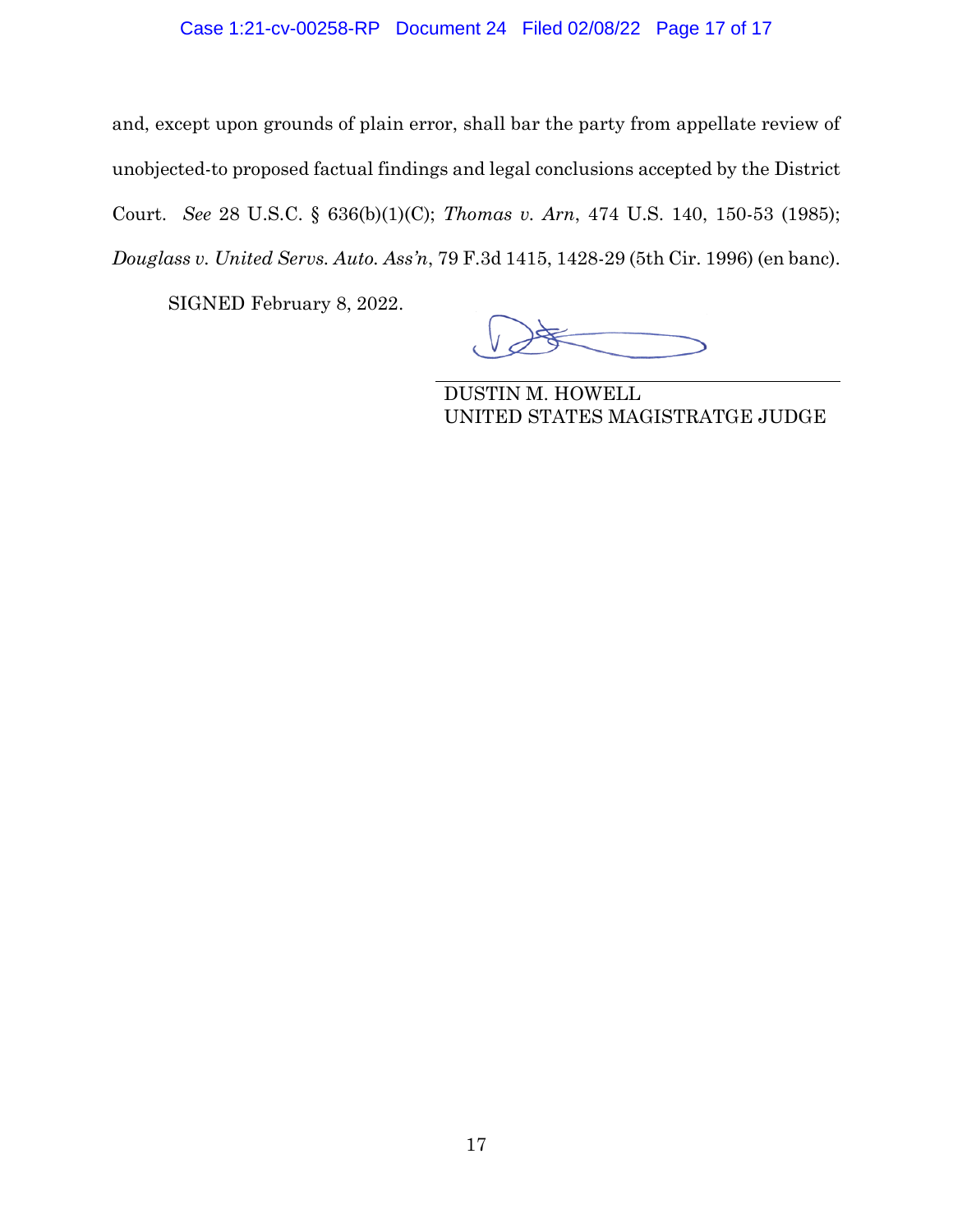and, except upon grounds of plain error, shall bar the party from appellate review of unobjected-to proposed factual findings and legal conclusions accepted by the District Court. *See* 28 U.S.C. § 636(b)(1)(C); *Thomas v. Arn*, 474 U.S. 140, 150-53 (1985); *Douglass v. United Servs. Auto. Ass'n*, 79 F.3d 1415, 1428-29 (5th Cir. 1996) (en banc).

SIGNED February 8, 2022.

DUSTIN M. HOWELL
UNITED STATES MAGISTRATGE JUDGE